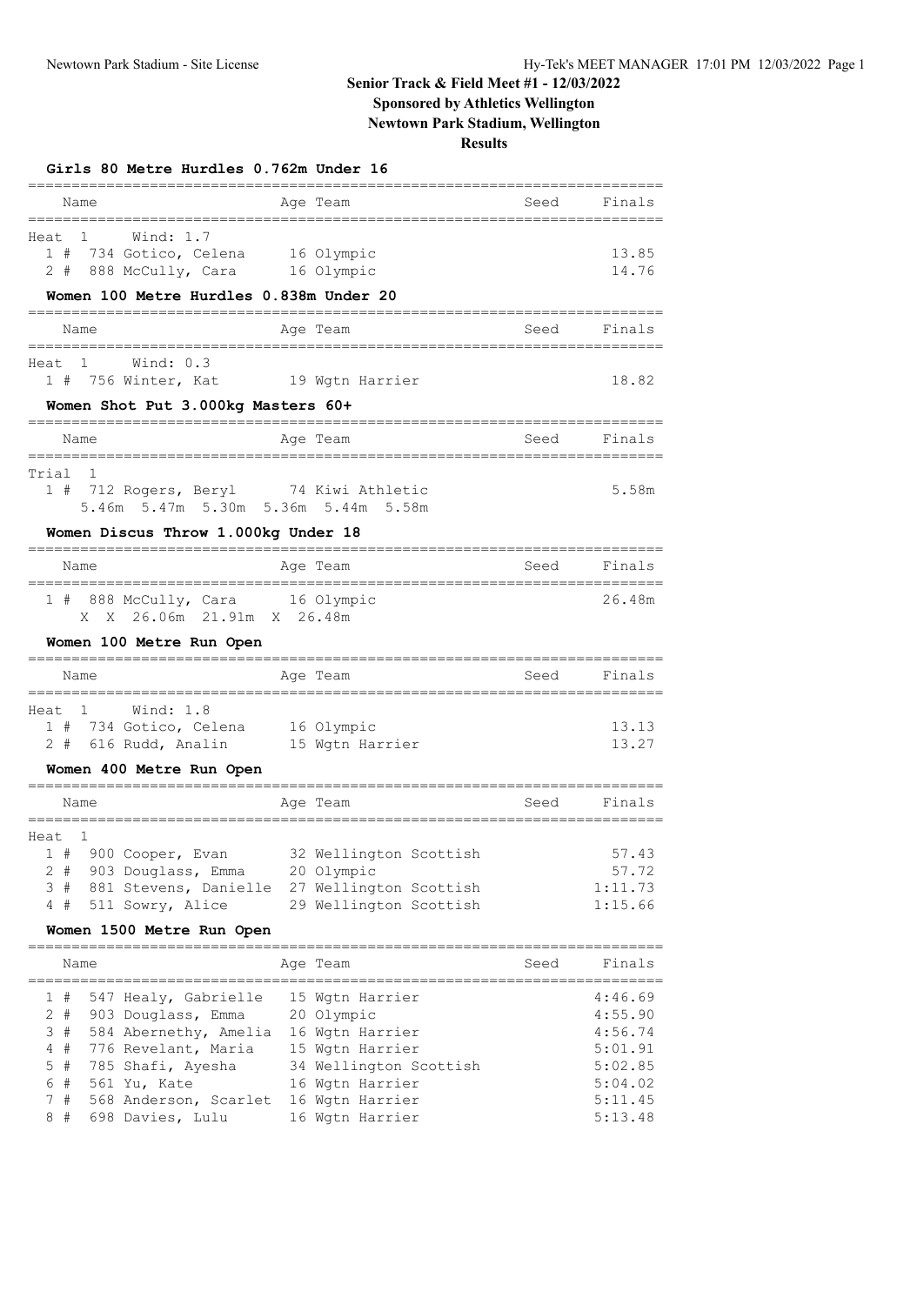# Senior Track & Field Meet #1 - 12/03/2022

**Sponsored by Athletics Wellington**

**Newtown Park Stadium, Wellington**

**Results**

### Girls 80 Metre Hurdles 0.762m Under 16

Heat 1 Wind: 1.7

| Place | Name | Age | Team | Seed | Finals |
|---|---|---|---|---|---|
| 1 # | 734 Gotico, Celena | 16 | Olympic | | 13.85 |
| 2 # | 888 McCully, Cara | 16 | Olympic | | 14.76 |

### Women 100 Metre Hurdles 0.838m Under 20

Heat 1 Wind: 0.3

| Place | Name | Age | Team | Seed | Finals |
|---|---|---|---|---|---|
| 1 # | 756 Winter, Kat | 19 | Wgtn Harrier | | 18.82 |

### Women Shot Put 3.000kg Masters 60+

Trial 1

| Place | Name | Age | Team | Seed | Finals |
|---|---|---|---|---|---|
| 1 # | 712 Rogers, Beryl | 74 | Kiwi Athletic | | 5.58m |

5.46m 5.47m 5.30m 5.36m 5.44m 5.58m

### Women Discus Throw 1.000kg Under 18

| Place | Name | Age | Team | Seed | Finals |
|---|---|---|---|---|---|
| 1 # | 888 McCully, Cara | 16 | Olympic | | 26.48m |

X X 26.06m 21.91m X 26.48m

### Women 100 Metre Run Open

Heat 1 Wind: 1.8

| Place | Name | Age | Team | Seed | Finals |
|---|---|---|---|---|---|
| 1 # | 734 Gotico, Celena | 16 | Olympic | | 13.13 |
| 2 # | 616 Rudd, Analin | 15 | Wgtn Harrier | | 13.27 |

### Women 400 Metre Run Open

Heat 1

| Place | Name | Age | Team | Seed | Finals |
|---|---|---|---|---|---|
| 1 # | 900 Cooper, Evan | 32 | Wellington Scottish | | 57.43 |
| 2 # | 903 Douglass, Emma | 20 | Olympic | | 57.72 |
| 3 # | 881 Stevens, Danielle | 27 | Wellington Scottish | | 1:11.73 |
| 4 # | 511 Sowry, Alice | 29 | Wellington Scottish | | 1:15.66 |

### Women 1500 Metre Run Open

| Place | Name | Age | Team | Seed | Finals |
|---|---|---|---|---|---|
| 1 # | 547 Healy, Gabrielle | 15 | Wgtn Harrier | | 4:46.69 |
| 2 # | 903 Douglass, Emma | 20 | Olympic | | 4:55.90 |
| 3 # | 584 Abernethy, Amelia | 16 | Wgtn Harrier | | 4:56.74 |
| 4 # | 776 Revelant, Maria | 15 | Wgtn Harrier | | 5:01.91 |
| 5 # | 785 Shafi, Ayesha | 34 | Wellington Scottish | | 5:02.85 |
| 6 # | 561 Yu, Kate | 16 | Wgtn Harrier | | 5:04.02 |
| 7 # | 568 Anderson, Scarlet | 16 | Wgtn Harrier | | 5:11.45 |
| 8 # | 698 Davies, Lulu | 16 | Wgtn Harrier | | 5:13.48 |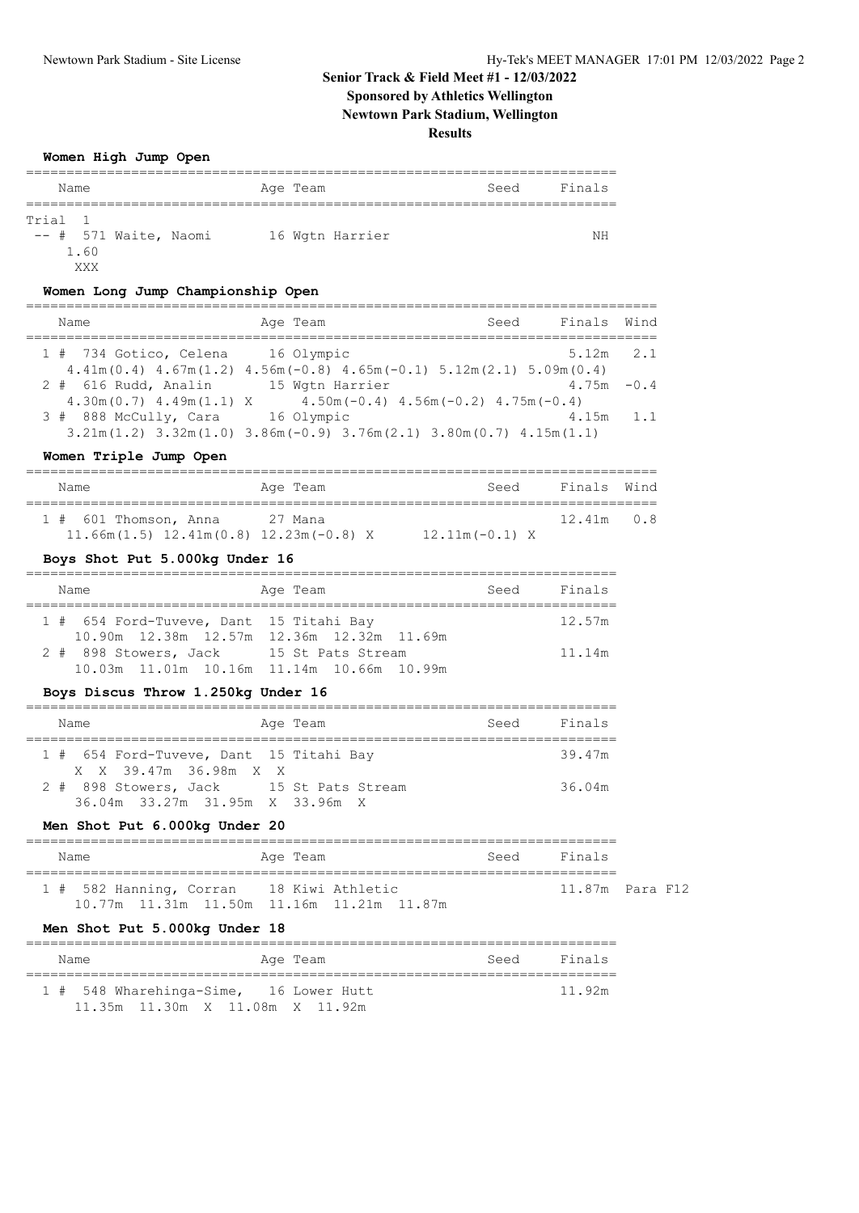# Senior Track & Field Meet #1 - 12/03/2022

**Sponsored by Athletics Wellington**

**Newtown Park Stadium, Wellington**

**Results**

### Women High Jump Open

| Name | Age | Team | Seed | Finals |
|---|---|---|---|---|
| Trial 1 | | | | |
| -- # 571 Waite, Naomi | 16 | Wgtn Harrier | | NH |

1.60
XXX

### Women Long Jump Championship Open

| Name | Age | Team | Seed | Finals | Wind |
|---|---|---|---|---|---|
| 1 # 734 Gotico, Celena | 16 | Olympic | | 5.12m | 2.1 |

4.41m(0.4) 4.67m(1.2) 4.56m(-0.8) 4.65m(-0.1) 5.12m(2.1) 5.09m(0.4)

| Name | Age | Team | Seed | Finals | Wind |
|---|---|---|---|---|---|
| 2 # 616 Rudd, Analin | 15 | Wgtn Harrier | | 4.75m | -0.4 |

4.30m(0.7) 4.49m(1.1) X 4.50m(-0.4) 4.56m(-0.2) 4.75m(-0.4)

| Name | Age | Team | Seed | Finals | Wind |
|---|---|---|---|---|---|
| 3 # 888 McCully, Cara | 16 | Olympic | | 4.15m | 1.1 |

3.21m(1.2) 3.32m(1.0) 3.86m(-0.9) 3.76m(2.1) 3.80m(0.7) 4.15m(1.1)

### Women Triple Jump Open

| Name | Age | Team | Seed | Finals | Wind |
|---|---|---|---|---|---|
| 1 # 601 Thomson, Anna | 27 | Mana | | 12.41m | 0.8 |

11.66m(1.5) 12.41m(0.8) 12.23m(-0.8) X 12.11m(-0.1) X

### Boys Shot Put 5.000kg Under 16

| Name | Age | Team | Seed | Finals |
|---|---|---|---|---|
| 1 # 654 Ford-Tuveve, Dant | 15 | Titahi Bay | | 12.57m |

10.90m 12.38m 12.57m 12.36m 12.32m 11.69m

| Name | Age | Team | Seed | Finals |
|---|---|---|---|---|
| 2 # 898 Stowers, Jack | 15 | St Pats Stream | | 11.14m |

10.03m 11.01m 10.16m 11.14m 10.66m 10.99m

### Boys Discus Throw 1.250kg Under 16

| Name | Age | Team | Seed | Finals |
|---|---|---|---|---|
| 1 # 654 Ford-Tuveve, Dant | 15 | Titahi Bay | | 39.47m |

X X 39.47m 36.98m X X

| Name | Age | Team | Seed | Finals |
|---|---|---|---|---|
| 2 # 898 Stowers, Jack | 15 | St Pats Stream | | 36.04m |

36.04m 33.27m 31.95m X 33.96m X

### Men Shot Put 6.000kg Under 20

| Name | Age | Team | Seed | Finals | |
|---|---|---|---|---|---|
| 1 # 582 Hanning, Corran | 18 | Kiwi Athletic | | 11.87m | Para F12 |

10.77m 11.31m 11.50m 11.16m 11.21m 11.87m

### Men Shot Put 5.000kg Under 18

| Name | Age | Team | Seed | Finals |
|---|---|---|---|---|
| 1 # 548 Wharehinga-Sime, | 16 | Lower Hutt | | 11.92m |

11.35m 11.30m X 11.08m X 11.92m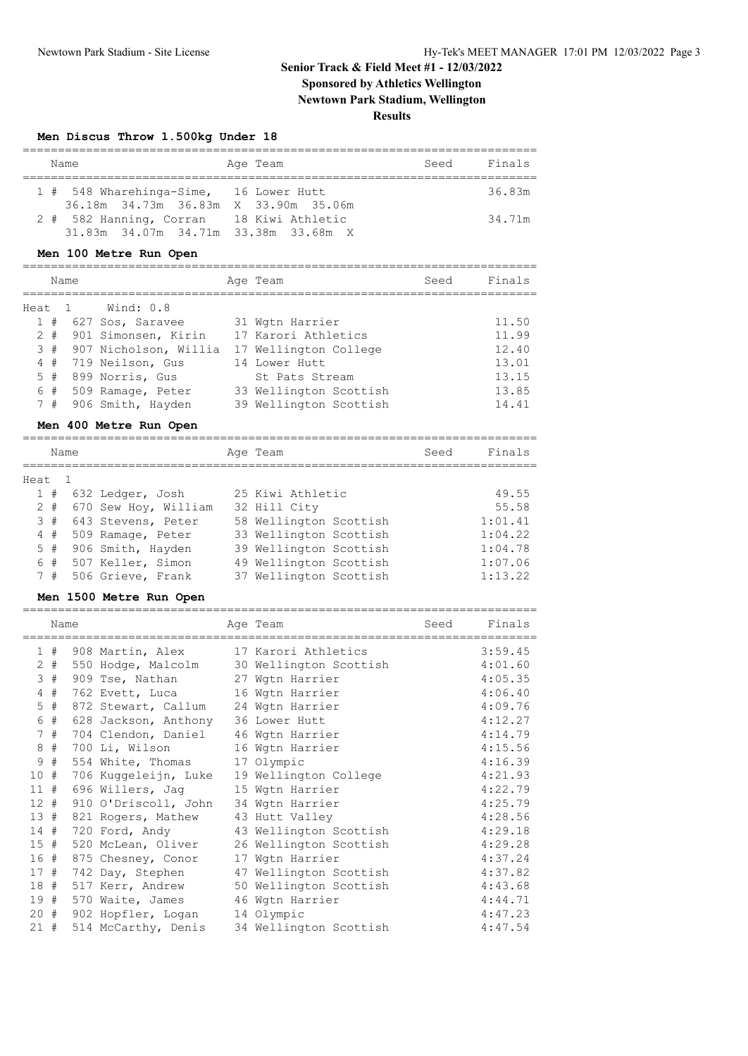# Senior Track & Field Meet #1 - 12/03/2022

**Sponsored by Athletics Wellington**

**Newtown Park Stadium, Wellington**

**Results**

### Men Discus Throw 1.500kg Under 18

| | Name | Age | Team | Seed | Finals |
|---|---|---|---|---|---|
| 1 # | 548 Wharehinga-Sime, | 16 | Lower Hutt | | 36.83m |
| | 36.18m 34.73m 36.83m X 33.90m 35.06m | | | | |
| 2 # | 582 Hanning, Corran | 18 | Kiwi Athletic | | 34.71m |
| | 31.83m 34.07m 34.71m 33.38m 33.68m X | | | | |

### Men 100 Metre Run Open

| | Name | Age | Team | Seed | Finals |
|---|---|---|---|---|---|
| Heat 1 | Wind: 0.8 | | | | |
| 1 # | 627 Sos, Saravee | 31 | Wgtn Harrier | | 11.50 |
| 2 # | 901 Simonsen, Kirin | 17 | Karori Athletics | | 11.99 |
| 3 # | 907 Nicholson, Willia | 17 | Wellington College | | 12.40 |
| 4 # | 719 Neilson, Gus | 14 | Lower Hutt | | 13.01 |
| 5 # | 899 Norris, Gus | | St Pats Stream | | 13.15 |
| 6 # | 509 Ramage, Peter | 33 | Wellington Scottish | | 13.85 |
| 7 # | 906 Smith, Hayden | 39 | Wellington Scottish | | 14.41 |

### Men 400 Metre Run Open

| | Name | Age | Team | Seed | Finals |
|---|---|---|---|---|---|
| Heat 1 | | | | | |
| 1 # | 632 Ledger, Josh | 25 | Kiwi Athletic | | 49.55 |
| 2 # | 670 Sew Hoy, William | 32 | Hill City | | 55.58 |
| 3 # | 643 Stevens, Peter | 58 | Wellington Scottish | | 1:01.41 |
| 4 # | 509 Ramage, Peter | 33 | Wellington Scottish | | 1:04.22 |
| 5 # | 906 Smith, Hayden | 39 | Wellington Scottish | | 1:04.78 |
| 6 # | 507 Keller, Simon | 49 | Wellington Scottish | | 1:07.06 |
| 7 # | 506 Grieve, Frank | 37 | Wellington Scottish | | 1:13.22 |

### Men 1500 Metre Run Open

| | Name | Age | Team | Seed | Finals |
|---|---|---|---|---|---|
| 1 # | 908 Martin, Alex | 17 | Karori Athletics | | 3:59.45 |
| 2 # | 550 Hodge, Malcolm | 30 | Wellington Scottish | | 4:01.60 |
| 3 # | 909 Tse, Nathan | 27 | Wgtn Harrier | | 4:05.35 |
| 4 # | 762 Evett, Luca | 16 | Wgtn Harrier | | 4:06.40 |
| 5 # | 872 Stewart, Callum | 24 | Wgtn Harrier | | 4:09.76 |
| 6 # | 628 Jackson, Anthony | 36 | Lower Hutt | | 4:12.27 |
| 7 # | 704 Clendon, Daniel | 46 | Wgtn Harrier | | 4:14.79 |
| 8 # | 700 Li, Wilson | 16 | Wgtn Harrier | | 4:15.56 |
| 9 # | 554 White, Thomas | 17 | Olympic | | 4:16.39 |
| 10 # | 706 Kuggeleijn, Luke | 19 | Wellington College | | 4:21.93 |
| 11 # | 696 Willers, Jag | 15 | Wgtn Harrier | | 4:22.79 |
| 12 # | 910 O'Driscoll, John | 34 | Wgtn Harrier | | 4:25.79 |
| 13 # | 821 Rogers, Mathew | 43 | Hutt Valley | | 4:28.56 |
| 14 # | 720 Ford, Andy | 43 | Wellington Scottish | | 4:29.18 |
| 15 # | 520 McLean, Oliver | 26 | Wellington Scottish | | 4:29.28 |
| 16 # | 875 Chesney, Conor | 17 | Wgtn Harrier | | 4:37.24 |
| 17 # | 742 Day, Stephen | 47 | Wellington Scottish | | 4:37.82 |
| 18 # | 517 Kerr, Andrew | 50 | Wellington Scottish | | 4:43.68 |
| 19 # | 570 Waite, James | 46 | Wgtn Harrier | | 4:44.71 |
| 20 # | 902 Hopfler, Logan | 14 | Olympic | | 4:47.23 |
| 21 # | 514 McCarthy, Denis | 34 | Wellington Scottish | | 4:47.54 |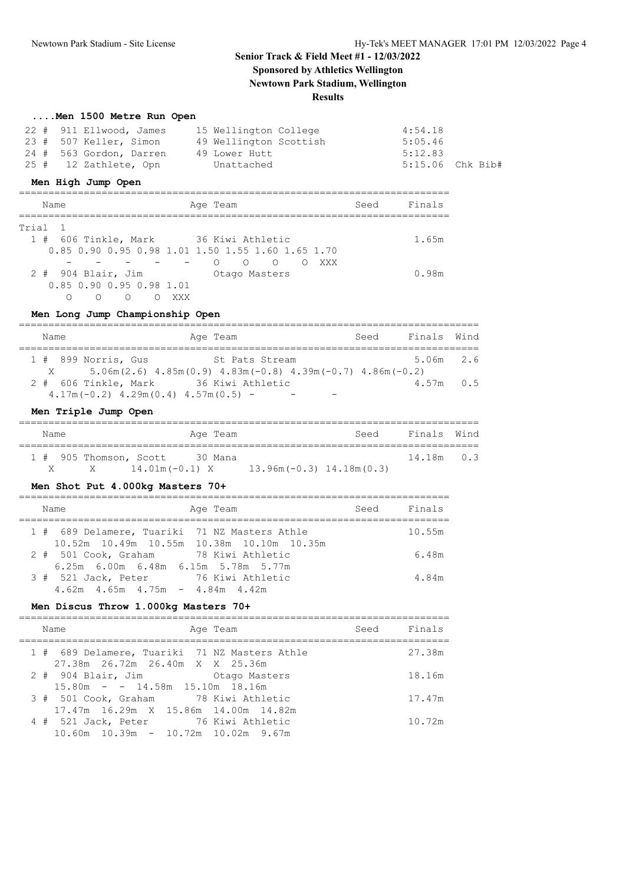# Senior Track & Field Meet #1 - 12/03/2022

**Sponsored by Athletics Wellington**

**Newtown Park Stadium, Wellington**

**Results**

### ....Men 1500 Metre Run Open

| Place | Bib | Name | Age | Team | Finals | |
|---|---|---|---|---|---|---|
| 22 # | 911 | Ellwood, James | 15 | Wellington College | 4:54.18 | |
| 23 # | 507 | Keller, Simon | 49 | Wellington Scottish | 5:05.46 | |
| 24 # | 563 | Gordon, Darren | 49 | Lower Hutt | 5:12.83 | |
| 25 # | 12 | Zathlete, Opn | | Unattached | 5:15.06 | Chk Bib# |

### Men High Jump Open

| Name | Age | Team | Seed | Finals |
|---|---|---|---|---|
| **Trial 1** | | | | |
| 1 # 606 Tinkle, Mark | 36 | Kiwi Athletic | | 1.65m |
| 2 # 904 Blair, Jim | | Otago Masters | | 0.98m |

1 # 606 Tinkle, Mark:

```
0.85 0.90 0.95 0.98 1.01 1.50 1.55 1.60 1.65 1.70
  -    -    -    -    -    O    O    O    O  XXX
```

2 # 904 Blair, Jim:

```
0.85 0.90 0.95 0.98 1.01
  O    O    O    O  XXX
```

### Men Long Jump Championship Open

| Name | Age | Team | Seed | Finals | Wind |
|---|---|---|---|---|---|
| 1 # 899 Norris, Gus | | St Pats Stream | | 5.06m | 2.6 |
| 2 # 606 Tinkle, Mark | 36 | Kiwi Athletic | | 4.57m | 0.5 |

1 # 899 Norris, Gus: X 5.06m(2.6) 4.85m(0.9) 4.83m(-0.8) 4.39m(-0.7) 4.86m(-0.2)

2 # 606 Tinkle, Mark: 4.17m(-0.2) 4.29m(0.4) 4.57m(0.5) - - -

### Men Triple Jump Open

| Name | Age | Team | Seed | Finals | Wind |
|---|---|---|---|---|---|
| 1 # 905 Thomson, Scott | 30 | Mana | | 14.18m | 0.3 |

1 # 905 Thomson, Scott: X X 14.01m(-0.1) X 13.96m(-0.3) 14.18m(0.3)

### Men Shot Put 4.000kg Masters 70+

| Name | Age | Team | Seed | Finals |
|---|---|---|---|---|
| 1 # 689 Delamere, Tuariki | 71 | NZ Masters Athle | | 10.55m |
| 2 # 501 Cook, Graham | 78 | Kiwi Athletic | | 6.48m |
| 3 # 521 Jack, Peter | 76 | Kiwi Athletic | | 4.84m |

1 # 689 Delamere, Tuariki: 10.52m 10.49m 10.55m 10.38m 10.10m 10.35m

2 # 501 Cook, Graham: 6.25m 6.00m 6.48m 6.15m 5.78m 5.77m

3 # 521 Jack, Peter: 4.62m 4.65m 4.75m - 4.84m 4.42m

### Men Discus Throw 1.000kg Masters 70+

| Name | Age | Team | Seed | Finals |
|---|---|---|---|---|
| 1 # 689 Delamere, Tuariki | 71 | NZ Masters Athle | | 27.38m |
| 2 # 904 Blair, Jim | | Otago Masters | | 18.16m |
| 3 # 501 Cook, Graham | 78 | Kiwi Athletic | | 17.47m |
| 4 # 521 Jack, Peter | 76 | Kiwi Athletic | | 10.72m |

1 # 689 Delamere, Tuariki: 27.38m 26.72m 26.40m X X 25.36m

2 # 904 Blair, Jim: 15.80m - - 14.58m 15.10m 18.16m

3 # 501 Cook, Graham: 17.47m 16.29m X 15.86m 14.00m 14.82m

4 # 521 Jack, Peter: 10.60m 10.39m - 10.72m 10.02m 9.67m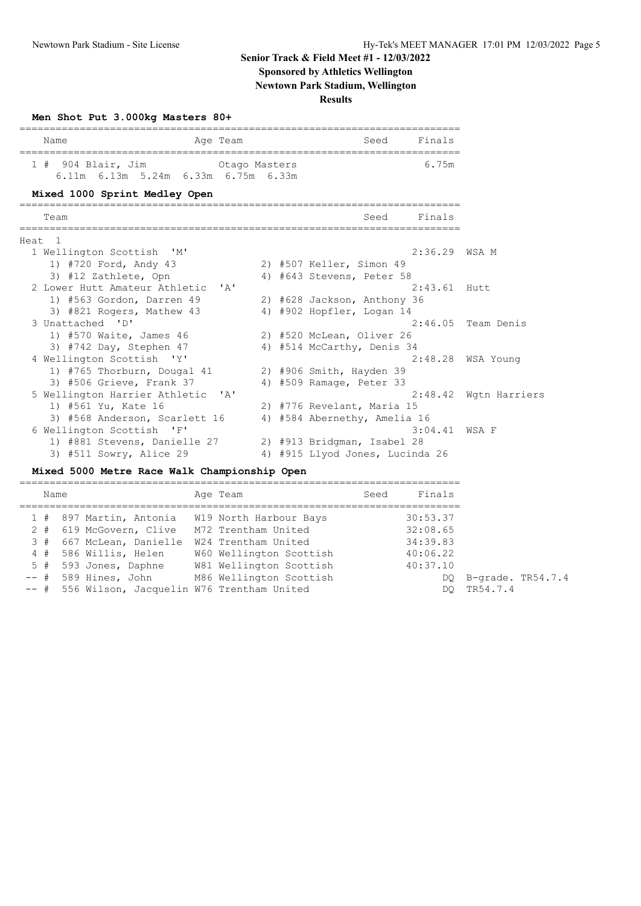# Senior Track & Field Meet #1 - 12/03/2022

**Sponsored by Athletics Wellington**

**Newtown Park Stadium, Wellington**

**Results**

### Men Shot Put 3.000kg Masters 80+

| | Name | Age | Team | Seed | Finals |
|---|---|---|---|---|---|
| 1 # | 904 Blair, Jim | | Otago Masters | | 6.75m |

6.11m 6.13m 5.24m 6.33m 6.75m 6.33m

### Mixed 1000 Sprint Medley Open

| Team | Seed | Finals | |
|---|---|---|---|
| **Heat 1** | | | |
| 1 Wellington Scottish 'M' | | 2:36.29 | WSA M |
| 1) #720 Ford, Andy 43; 2) #507 Keller, Simon 49; 3) #12 Zathlete, Opn; 4) #643 Stevens, Peter 58 | | | |
| 2 Lower Hutt Amateur Athletic 'A' | | 2:43.61 | Hutt |
| 1) #563 Gordon, Darren 49; 2) #628 Jackson, Anthony 36; 3) #821 Rogers, Mathew 43; 4) #902 Hopfler, Logan 14 | | | |
| 3 Unattached 'D' | | 2:46.05 | Team Denis |
| 1) #570 Waite, James 46; 2) #520 McLean, Oliver 26; 3) #742 Day, Stephen 47; 4) #514 McCarthy, Denis 34 | | | |
| 4 Wellington Scottish 'Y' | | 2:48.28 | WSA Young |
| 1) #765 Thorburn, Dougal 41; 2) #906 Smith, Hayden 39; 3) #506 Grieve, Frank 37; 4) #509 Ramage, Peter 33 | | | |
| 5 Wellington Harrier Athletic 'A' | | 2:48.42 | Wgtn Harriers |
| 1) #561 Yu, Kate 16; 2) #776 Revelant, Maria 15; 3) #568 Anderson, Scarlett 16; 4) #584 Abernethy, Amelia 16 | | | |
| 6 Wellington Scottish 'F' | | 3:04.41 | WSA F |
| 1) #881 Stevens, Danielle 27; 2) #913 Bridgman, Isabel 28; 3) #511 Sowry, Alice 29; 4) #915 Llyod Jones, Lucinda 26 | | | |

### Mixed 5000 Metre Race Walk Championship Open

| | Name | Age | Team | Seed | Finals | |
|---|---|---|---|---|---|---|
| 1 # | 897 Martin, Antonia | W19 | North Harbour Bays | | 30:53.37 | |
| 2 # | 619 McGovern, Clive | M72 | Trentham United | | 32:08.65 | |
| 3 # | 667 McLean, Danielle | W24 | Trentham United | | 34:39.83 | |
| 4 # | 586 Willis, Helen | W60 | Wellington Scottish | | 40:06.22 | |
| 5 # | 593 Jones, Daphne | W81 | Wellington Scottish | | 40:37.10 | |
| -- # | 589 Hines, John | M86 | Wellington Scottish | | DQ | B-grade. TR54.7.4 |
| -- # | 556 Wilson, Jacquelin | W76 | Trentham United | | DQ | TR54.7.4 |